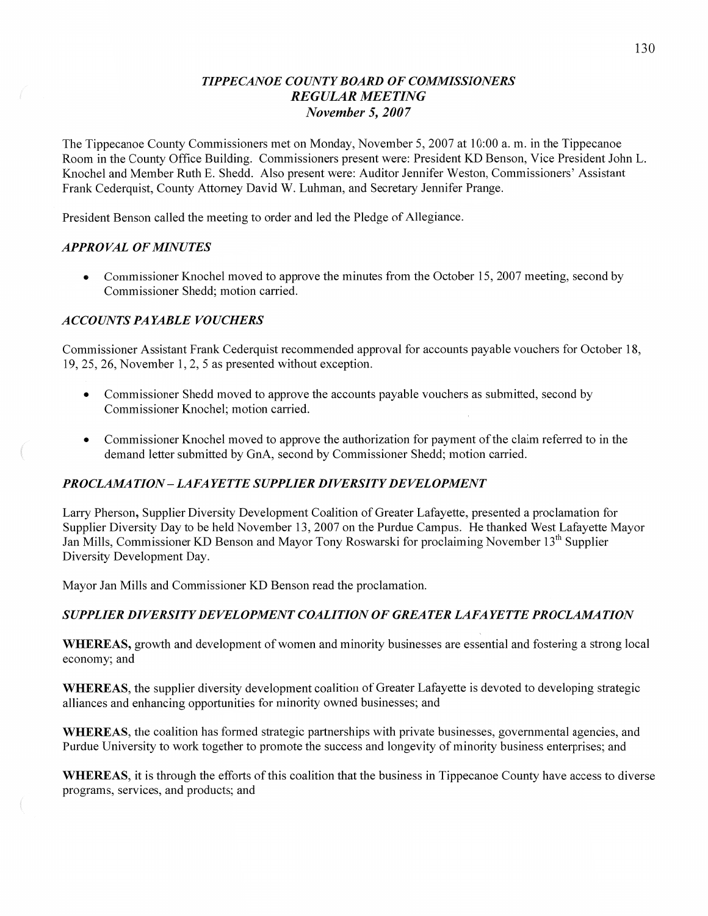# *TIPPECANOE COUNTY BOARD OF COMMISSIONERS*
## *REGULAR MEETING*
### *November 5, 2007*

The Tippecanoe County Commissioners met on Monday, November 5, 2007 at 10:00 a. m. in the Tippecanoe Room in the County Office Building. Commissioners present were: President KD Benson, Vice President John L. Knochel and Member Ruth E. Shedd. Also present were: Auditor Jennifer Weston, Commissioners' Assistant Frank Cederquist, County Attorney David W. Luhman, and Secretary Jennifer Prange.

President Benson called the meeting to order and led the Pledge of Allegiance.

### *APPROVAL OF MINUTES*

- Commissioner Knochel moved to approve the minutes from the October 15, 2007 meeting, second by Commissioner Shedd; motion carried.

### *ACCOUNTS PAYABLE VOUCHERS*

Commissioner Assistant Frank Cederquist recommended approval for accounts payable vouchers for October 18, 19, 25, 26, November 1, 2, 5 as presented without exception.

- Commissioner Shedd moved to approve the accounts payable vouchers as submitted, second by Commissioner Knochel; motion carried.

- Commissioner Knochel moved to approve the authorization for payment of the claim referred to in the demand letter submitted by GnA, second by Commissioner Shedd; motion carried.

### *PROCLAMATION – LAFAYETTE SUPPLIER DIVERSITY DEVELOPMENT*

Larry Pherson, Supplier Diversity Development Coalition of Greater Lafayette, presented a proclamation for Supplier Diversity Day to be held November 13, 2007 on the Purdue Campus. He thanked West Lafayette Mayor Jan Mills, Commissioner KD Benson and Mayor Tony Roswarski for proclaiming November 13th Supplier Diversity Development Day.

Mayor Jan Mills and Commissioner KD Benson read the proclamation.

### *SUPPLIER DIVERSITY DEVELOPMENT COALITION OF GREATER LAFAYETTE PROCLAMATION*

**WHEREAS,** growth and development of women and minority businesses are essential and fostering a strong local economy; and

**WHEREAS**, the supplier diversity development coalition of Greater Lafayette is devoted to developing strategic alliances and enhancing opportunities for minority owned businesses; and

**WHEREAS**, the coalition has formed strategic partnerships with private businesses, governmental agencies, and Purdue University to work together to promote the success and longevity of minority business enterprises; and

**WHEREAS**, it is through the efforts of this coalition that the business in Tippecanoe County have access to diverse programs, services, and products; and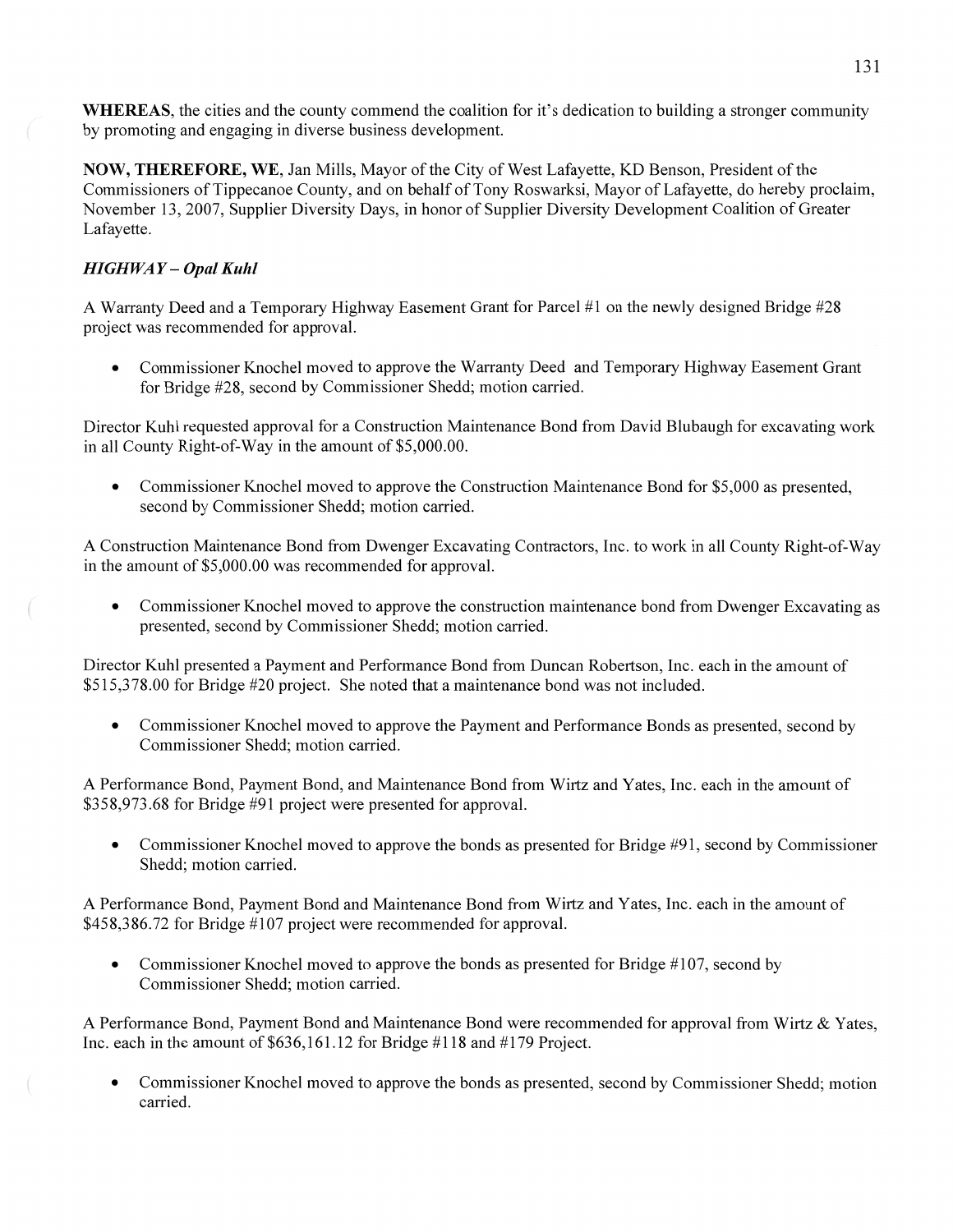**WHEREAS**, the cities and the county commend the coalition for it's dedication to building a stronger community by promoting and engaging in diverse business development.

**NOW, THEREFORE, WE**, Jan Mills, Mayor of the City of West Lafayette, KD Benson, President of the Commissioners of Tippecanoe County, and on behalf of Tony Roswarksi, Mayor of Lafayette, do hereby proclaim, November 13, 2007, Supplier Diversity Days, in honor of Supplier Diversity Development Coalition of Greater Lafayette.

***HIGHWAY – Opal Kuhl***

A Warranty Deed and a Temporary Highway Easement Grant for Parcel #1 on the newly designed Bridge #28 project was recommended for approval.

- Commissioner Knochel moved to approve the Warranty Deed and Temporary Highway Easement Grant for Bridge #28, second by Commissioner Shedd; motion carried.

Director Kuhl requested approval for a Construction Maintenance Bond from David Blubaugh for excavating work in all County Right-of-Way in the amount of $5,000.00.

- Commissioner Knochel moved to approve the Construction Maintenance Bond for $5,000 as presented, second by Commissioner Shedd; motion carried.

A Construction Maintenance Bond from Dwenger Excavating Contractors, Inc. to work in all County Right-of-Way in the amount of $5,000.00 was recommended for approval.

- Commissioner Knochel moved to approve the construction maintenance bond from Dwenger Excavating as presented, second by Commissioner Shedd; motion carried.

Director Kuhl presented a Payment and Performance Bond from Duncan Robertson, Inc. each in the amount of $515,378.00 for Bridge #20 project. She noted that a maintenance bond was not included.

- Commissioner Knochel moved to approve the Payment and Performance Bonds as presented, second by Commissioner Shedd; motion carried.

A Performance Bond, Payment Bond, and Maintenance Bond from Wirtz and Yates, Inc. each in the amount of $358,973.68 for Bridge #91 project were presented for approval.

- Commissioner Knochel moved to approve the bonds as presented for Bridge #91, second by Commissioner Shedd; motion carried.

A Performance Bond, Payment Bond and Maintenance Bond from Wirtz and Yates, Inc. each in the amount of $458,386.72 for Bridge #107 project were recommended for approval.

- Commissioner Knochel moved to approve the bonds as presented for Bridge #107, second by Commissioner Shedd; motion carried.

A Performance Bond, Payment Bond and Maintenance Bond were recommended for approval from Wirtz & Yates, Inc. each in the amount of $636,161.12 for Bridge #118 and #179 Project.

- Commissioner Knochel moved to approve the bonds as presented, second by Commissioner Shedd; motion carried.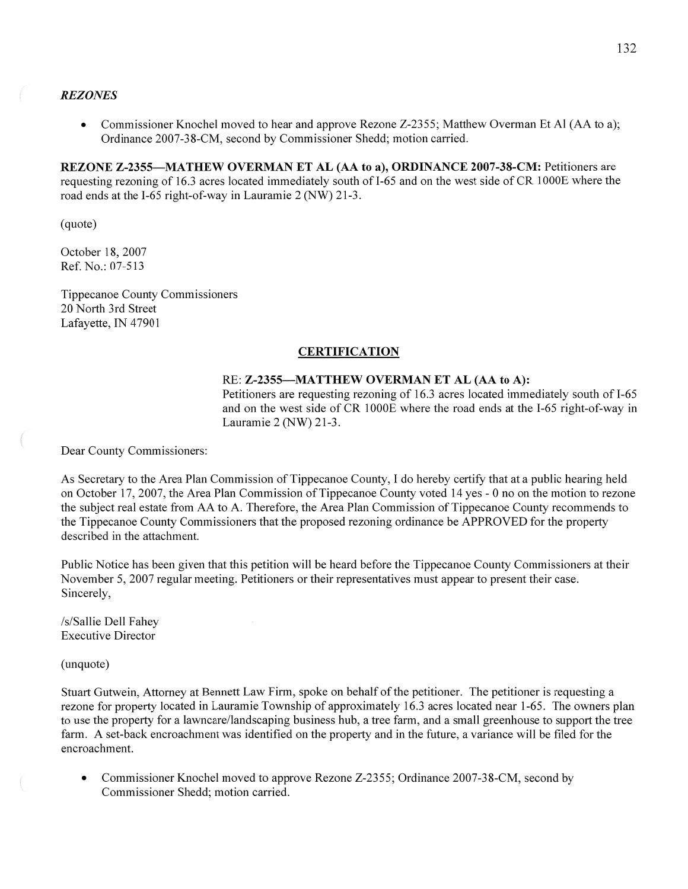### *REZONES*

- Commissioner Knochel moved to hear and approve Rezone Z-2355; Matthew Overman Et Al (AA to a); Ordinance 2007-38-CM, second by Commissioner Shedd; motion carried.

**REZONE Z-2355—MATHEW OVERMAN ET AL (AA to a), ORDINANCE 2007-38-CM:** Petitioners are requesting rezoning of 16.3 acres located immediately south of I-65 and on the west side of CR 1000E where the road ends at the I-65 right-of-way in Lauramie 2 (NW) 21-3.

(quote)

October 18, 2007
Ref. No.: 07-513

Tippecanoe County Commissioners
20 North 3rd Street
Lafayette, IN 47901

**CERTIFICATION**

RE: **Z-2355—MATTHEW OVERMAN ET AL (AA to A):**
Petitioners are requesting rezoning of 16.3 acres located immediately south of I-65 and on the west side of CR 1000E where the road ends at the I-65 right-of-way in Lauramie 2 (NW) 21-3.

Dear County Commissioners:

As Secretary to the Area Plan Commission of Tippecanoe County, I do hereby certify that at a public hearing held on October 17, 2007, the Area Plan Commission of Tippecanoe County voted 14 yes - 0 no on the motion to rezone the subject real estate from AA to A. Therefore, the Area Plan Commission of Tippecanoe County recommends to the Tippecanoe County Commissioners that the proposed rezoning ordinance be APPROVED for the property described in the attachment.

Public Notice has been given that this petition will be heard before the Tippecanoe County Commissioners at their November 5, 2007 regular meeting. Petitioners or their representatives must appear to present their case.
Sincerely,

/s/Sallie Dell Fahey
Executive Director

(unquote)

Stuart Gutwein, Attorney at Bennett Law Firm, spoke on behalf of the petitioner. The petitioner is requesting a rezone for property located in Lauramie Township of approximately 16.3 acres located near 1-65. The owners plan to use the property for a lawncare/landscaping business hub, a tree farm, and a small greenhouse to support the tree farm. A set-back encroachment was identified on the property and in the future, a variance will be filed for the encroachment.

- Commissioner Knochel moved to approve Rezone Z-2355; Ordinance 2007-38-CM, second by Commissioner Shedd; motion carried.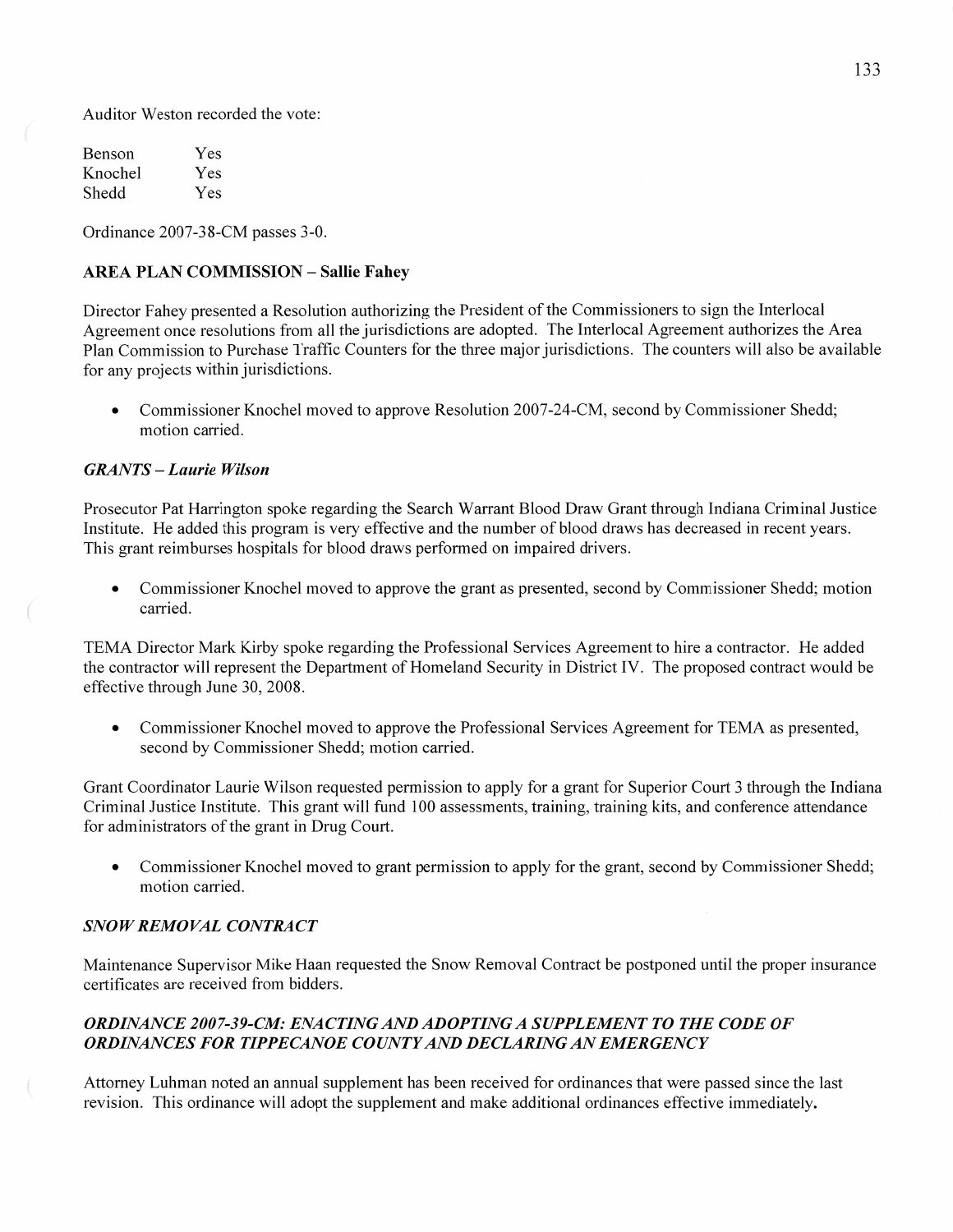Auditor Weston recorded the vote:

| | |
|---|---|
| Benson | Yes |
| Knochel | Yes |
| Shedd | Yes |

Ordinance 2007-38-CM passes 3-0.

**AREA PLAN COMMISSION – Sallie Fahey**

Director Fahey presented a Resolution authorizing the President of the Commissioners to sign the Interlocal Agreement once resolutions from all the jurisdictions are adopted. The Interlocal Agreement authorizes the Area Plan Commission to Purchase Traffic Counters for the three major jurisdictions. The counters will also be available for any projects within jurisdictions.

- Commissioner Knochel moved to approve Resolution 2007-24-CM, second by Commissioner Shedd; motion carried.

***GRANTS – Laurie Wilson***

Prosecutor Pat Harrington spoke regarding the Search Warrant Blood Draw Grant through Indiana Criminal Justice Institute. He added this program is very effective and the number of blood draws has decreased in recent years. This grant reimburses hospitals for blood draws performed on impaired drivers.

- Commissioner Knochel moved to approve the grant as presented, second by Commissioner Shedd; motion carried.

TEMA Director Mark Kirby spoke regarding the Professional Services Agreement to hire a contractor. He added the contractor will represent the Department of Homeland Security in District IV. The proposed contract would be effective through June 30, 2008.

- Commissioner Knochel moved to approve the Professional Services Agreement for TEMA as presented, second by Commissioner Shedd; motion carried.

Grant Coordinator Laurie Wilson requested permission to apply for a grant for Superior Court 3 through the Indiana Criminal Justice Institute. This grant will fund 100 assessments, training, training kits, and conference attendance for administrators of the grant in Drug Court.

- Commissioner Knochel moved to grant permission to apply for the grant, second by Commissioner Shedd; motion carried.

***SNOW REMOVAL CONTRACT***

Maintenance Supervisor Mike Haan requested the Snow Removal Contract be postponed until the proper insurance certificates are received from bidders.

***ORDINANCE 2007-39-CM: ENACTING AND ADOPTING A SUPPLEMENT TO THE CODE OF ORDINANCES FOR TIPPECANOE COUNTY AND DECLARING AN EMERGENCY***

Attorney Luhman noted an annual supplement has been received for ordinances that were passed since the last revision. This ordinance will adopt the supplement and make additional ordinances effective immediately.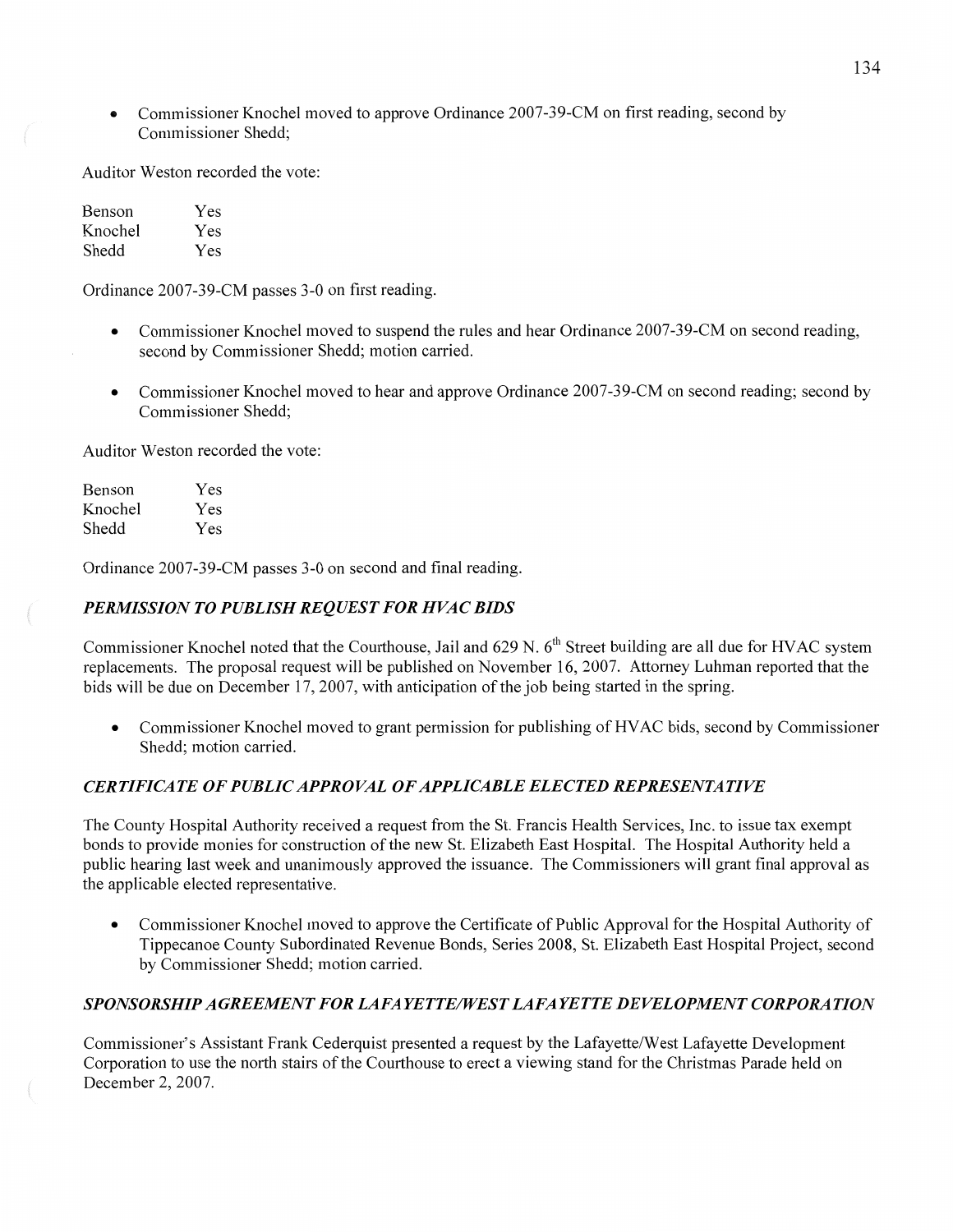- Commissioner Knochel moved to approve Ordinance 2007-39-CM on first reading, second by Commissioner Shedd;

Auditor Weston recorded the vote:

| | |
|---|---|
| Benson | Yes |
| Knochel | Yes |
| Shedd | Yes |

Ordinance 2007-39-CM passes 3-0 on first reading.

- Commissioner Knochel moved to suspend the rules and hear Ordinance 2007-39-CM on second reading, second by Commissioner Shedd; motion carried.

- Commissioner Knochel moved to hear and approve Ordinance 2007-39-CM on second reading; second by Commissioner Shedd;

Auditor Weston recorded the vote:

| | |
|---|---|
| Benson | Yes |
| Knochel | Yes |
| Shedd | Yes |

Ordinance 2007-39-CM passes 3-0 on second and final reading.

### *PERMISSION TO PUBLISH REQUEST FOR HVAC BIDS*

Commissioner Knochel noted that the Courthouse, Jail and 629 N. 6th Street building are all due for HVAC system replacements. The proposal request will be published on November 16, 2007. Attorney Luhman reported that the bids will be due on December 17, 2007, with anticipation of the job being started in the spring.

- Commissioner Knochel moved to grant permission for publishing of HVAC bids, second by Commissioner Shedd; motion carried.

### *CERTIFICATE OF PUBLIC APPROVAL OF APPLICABLE ELECTED REPRESENTATIVE*

The County Hospital Authority received a request from the St. Francis Health Services, Inc. to issue tax exempt bonds to provide monies for construction of the new St. Elizabeth East Hospital. The Hospital Authority held a public hearing last week and unanimously approved the issuance. The Commissioners will grant final approval as the applicable elected representative.

- Commissioner Knochel moved to approve the Certificate of Public Approval for the Hospital Authority of Tippecanoe County Subordinated Revenue Bonds, Series 2008, St. Elizabeth East Hospital Project, second by Commissioner Shedd; motion carried.

### *SPONSORSHIP AGREEMENT FOR LAFAYETTE/WEST LAFAYETTE DEVELOPMENT CORPORATION*

Commissioner's Assistant Frank Cederquist presented a request by the Lafayette/West Lafayette Development Corporation to use the north stairs of the Courthouse to erect a viewing stand for the Christmas Parade held on December 2, 2007.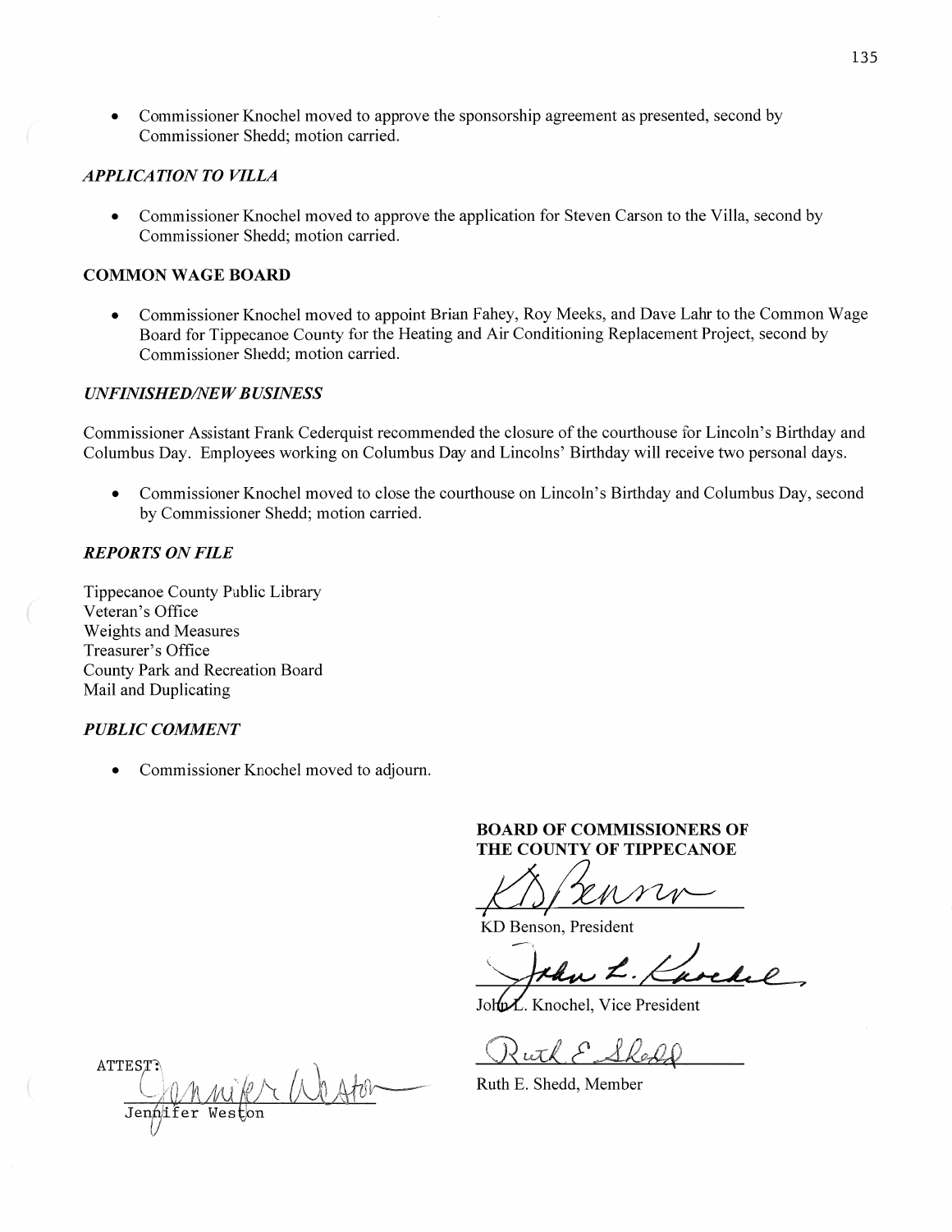- Commissioner Knochel moved to approve the sponsorship agreement as presented, second by Commissioner Shedd; motion carried.

### *APPLICATION TO VILLA*

- Commissioner Knochel moved to approve the application for Steven Carson to the Villa, second by Commissioner Shedd; motion carried.

### COMMON WAGE BOARD

- Commissioner Knochel moved to appoint Brian Fahey, Roy Meeks, and Dave Lahr to the Common Wage Board for Tippecanoe County for the Heating and Air Conditioning Replacement Project, second by Commissioner Shedd; motion carried.

### *UNFINISHED/NEW BUSINESS*

Commissioner Assistant Frank Cederquist recommended the closure of the courthouse for Lincoln's Birthday and Columbus Day. Employees working on Columbus Day and Lincolns' Birthday will receive two personal days.

- Commissioner Knochel moved to close the courthouse on Lincoln's Birthday and Columbus Day, second by Commissioner Shedd; motion carried.

### *REPORTS ON FILE*

Tippecanoe County Public Library
Veteran's Office
Weights and Measures
Treasurer's Office
County Park and Recreation Board
Mail and Duplicating

### *PUBLIC COMMENT*

- Commissioner Knochel moved to adjourn.

**BOARD OF COMMISSIONERS OF THE COUNTY OF TIPPECANOE**

KD Benson, President

John L. Knochel, Vice President

Ruth E. Shedd, Member

ATTEST:

Jennifer Weston